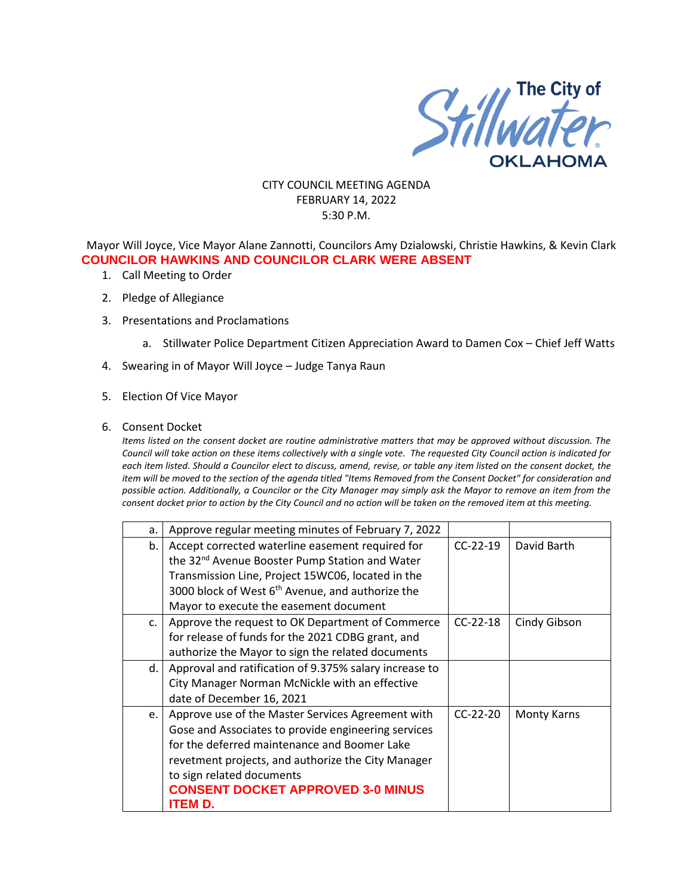The City of Stillwater OKLAHOMA

CITY COUNCIL MEETING AGENDA
FEBRUARY 14, 2022
5:30 P.M.

Mayor Will Joyce, Vice Mayor Alane Zannotti, Councilors Amy Dzialowski, Christie Hawkins, & Kevin Clark

**COUNCILOR HAWKINS AND COUNCILOR CLARK WERE ABSENT**

1. Call Meeting to Order
2. Pledge of Allegiance
3. Presentations and Proclamations
   a. Stillwater Police Department Citizen Appreciation Award to Damen Cox – Chief Jeff Watts
4. Swearing in of Mayor Will Joyce – Judge Tanya Raun
5. Election Of Vice Mayor
6. Consent Docket

*Items listed on the consent docket are routine administrative matters that may be approved without discussion. The Council will take action on these items collectively with a single vote. The requested City Council action is indicated for each item listed. Should a Councilor elect to discuss, amend, revise, or table any item listed on the consent docket, the item will be moved to the section of the agenda titled "Items Removed from the Consent Docket" for consideration and possible action. Additionally, a Councilor or the City Manager may simply ask the Mayor to remove an item from the consent docket prior to action by the City Council and no action will be taken on the removed item at this meeting.*

| | | | |
|---|---|---|---|
| a. | Approve regular meeting minutes of February 7, 2022 | | |
| b. | Accept corrected waterline easement required for the 32nd Avenue Booster Pump Station and Water Transmission Line, Project 15WC06, located in the 3000 block of West 6th Avenue, and authorize the Mayor to execute the easement document | CC-22-19 | David Barth |
| c. | Approve the request to OK Department of Commerce for release of funds for the 2021 CDBG grant, and authorize the Mayor to sign the related documents | CC-22-18 | Cindy Gibson |
| d. | Approval and ratification of 9.375% salary increase to City Manager Norman McNickle with an effective date of December 16, 2021 | | |
| e. | Approve use of the Master Services Agreement with Gose and Associates to provide engineering services for the deferred maintenance and Boomer Lake revetment projects, and authorize the City Manager to sign related documents **CONSENT DOCKET APPROVED 3-0 MINUS ITEM D.** | CC-22-20 | Monty Karns |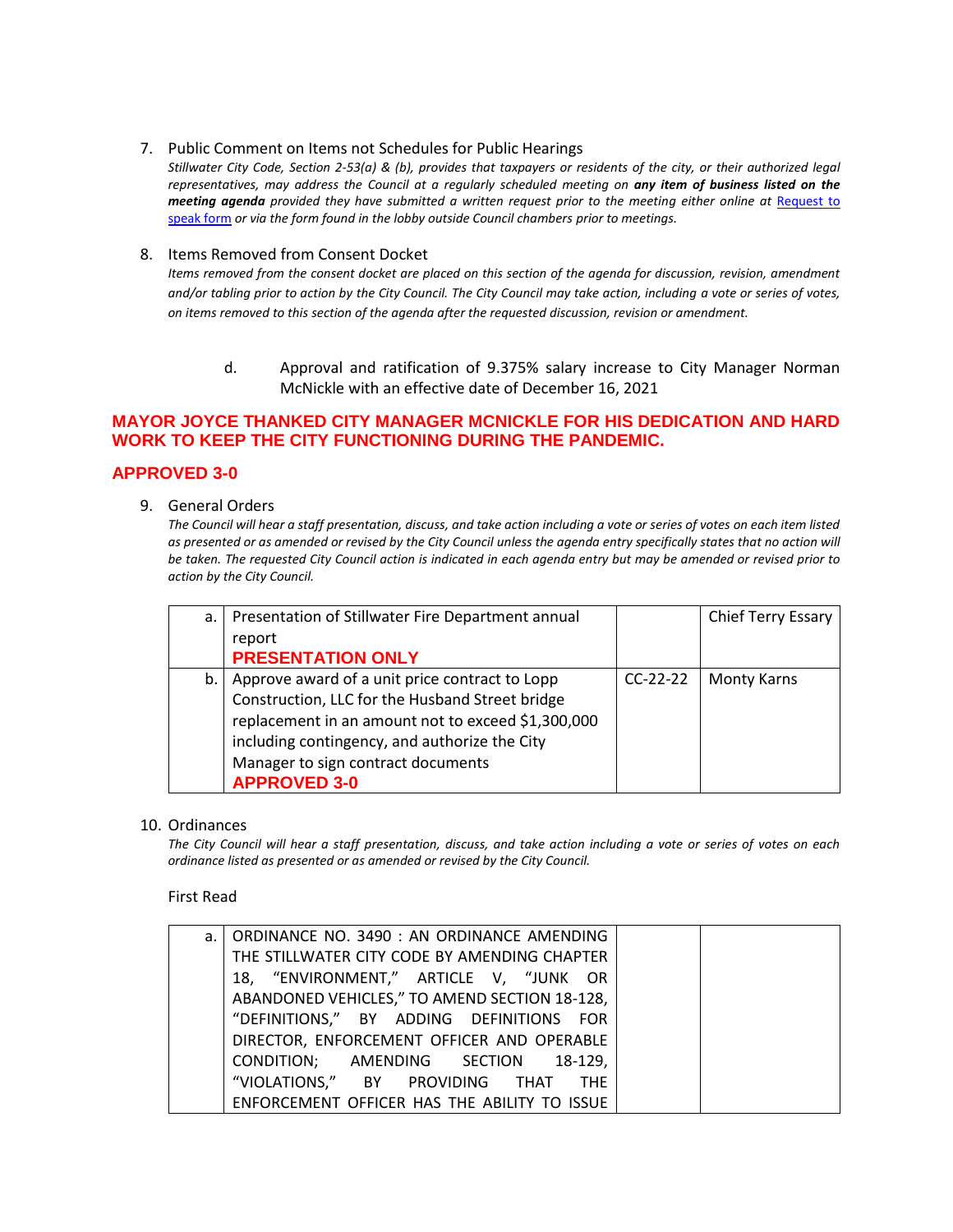7. Public Comment on Items not Schedules for Public Hearings

   *Stillwater City Code, Section 2-53(a) & (b), provides that taxpayers or residents of the city, or their authorized legal representatives, may address the Council at a regularly scheduled meeting on **any item of business listed on the meeting agenda** provided they have submitted a written request prior to the meeting either online at [Request to speak form]() or via the form found in the lobby outside Council chambers prior to meetings.*

8. Items Removed from Consent Docket

   *Items removed from the consent docket are placed on this section of the agenda for discussion, revision, amendment and/or tabling prior to action by the City Council. The City Council may take action, including a vote or series of votes, on items removed to this section of the agenda after the requested discussion, revision or amendment.*

   d. Approval and ratification of 9.375% salary increase to City Manager Norman McNickle with an effective date of December 16, 2021

**MAYOR JOYCE THANKED CITY MANAGER MCNICKLE FOR HIS DEDICATION AND HARD WORK TO KEEP THE CITY FUNCTIONING DURING THE PANDEMIC.**

**APPROVED 3-0**

9. General Orders

   *The Council will hear a staff presentation, discuss, and take action including a vote or series of votes on each item listed as presented or as amended or revised by the City Council unless the agenda entry specifically states that no action will be taken. The requested City Council action is indicated in each agenda entry but may be amended or revised prior to action by the City Council.*

| | | | |
|---|---|---|---|
| a. | Presentation of Stillwater Fire Department annual report **PRESENTATION ONLY** | | Chief Terry Essary |
| b. | Approve award of a unit price contract to Lopp Construction, LLC for the Husband Street bridge replacement in an amount not to exceed $1,300,000 including contingency, and authorize the City Manager to sign contract documents **APPROVED 3-0** | CC-22-22 | Monty Karns |

10. Ordinances

    *The City Council will hear a staff presentation, discuss, and take action including a vote or series of votes on each ordinance listed as presented or as amended or revised by the City Council.*

First Read

| | | | |
|---|---|---|---|
| a. | ORDINANCE NO. 3490 : AN ORDINANCE AMENDING THE STILLWATER CITY CODE BY AMENDING CHAPTER 18, "ENVIRONMENT," ARTICLE V, "JUNK OR ABANDONED VEHICLES," TO AMEND SECTION 18-128, "DEFINITIONS," BY ADDING DEFINITIONS FOR DIRECTOR, ENFORCEMENT OFFICER AND OPERABLE CONDITION; AMENDING SECTION 18-129, "VIOLATIONS," BY PROVIDING THAT THE ENFORCEMENT OFFICER HAS THE ABILITY TO ISSUE | | |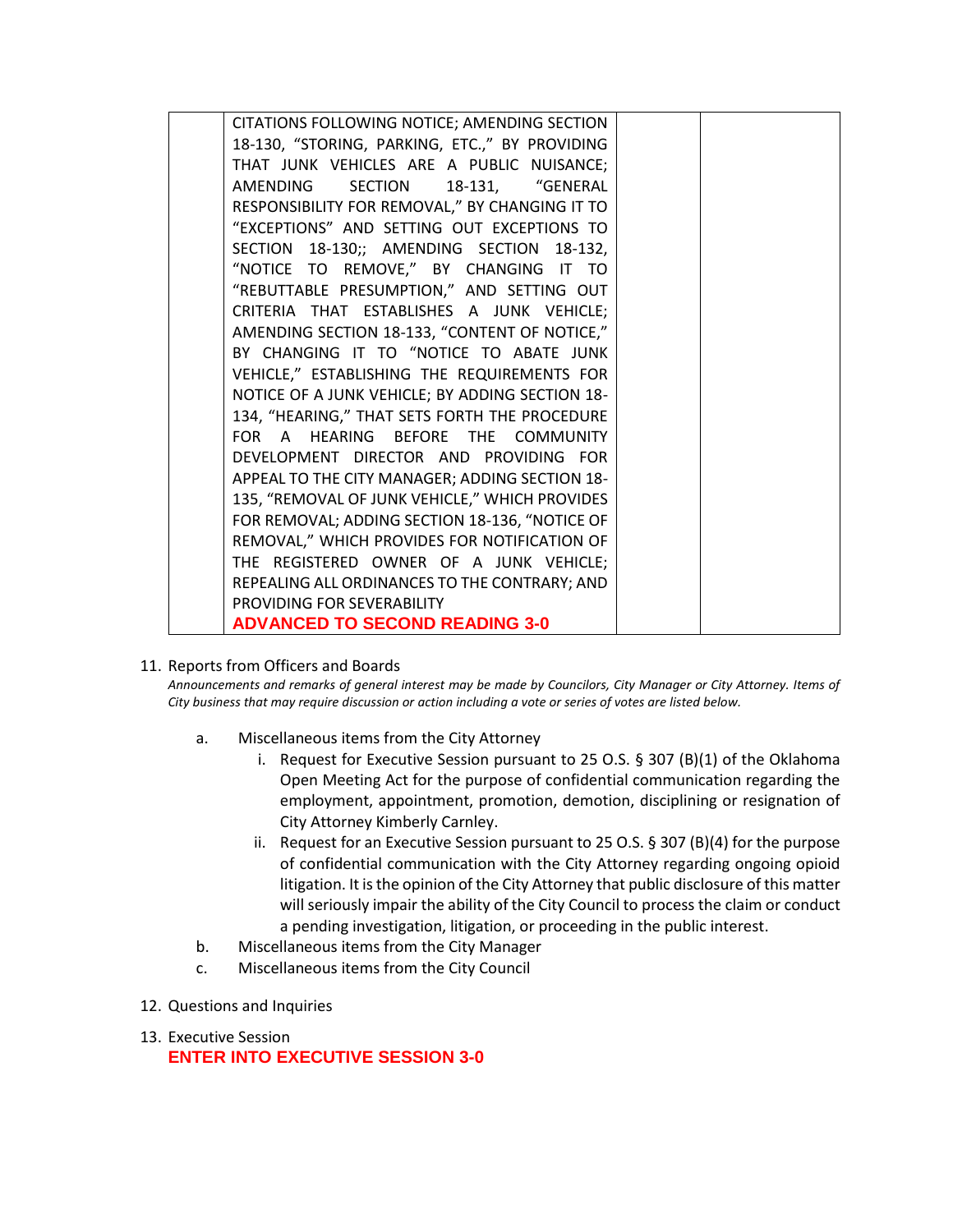| | | | |
|---|---|---|---|
| | CITATIONS FOLLOWING NOTICE; AMENDING SECTION 18-130, "STORING, PARKING, ETC.," BY PROVIDING THAT JUNK VEHICLES ARE A PUBLIC NUISANCE; AMENDING SECTION 18-131, "GENERAL RESPONSIBILITY FOR REMOVAL," BY CHANGING IT TO "EXCEPTIONS" AND SETTING OUT EXCEPTIONS TO SECTION 18-130;; AMENDING SECTION 18-132, "NOTICE TO REMOVE," BY CHANGING IT TO "REBUTTABLE PRESUMPTION," AND SETTING OUT CRITERIA THAT ESTABLISHES A JUNK VEHICLE; AMENDING SECTION 18-133, "CONTENT OF NOTICE," BY CHANGING IT TO "NOTICE TO ABATE JUNK VEHICLE," ESTABLISHING THE REQUIREMENTS FOR NOTICE OF A JUNK VEHICLE; BY ADDING SECTION 18-134, "HEARING," THAT SETS FORTH THE PROCEDURE FOR A HEARING BEFORE THE COMMUNITY DEVELOPMENT DIRECTOR AND PROVIDING FOR APPEAL TO THE CITY MANAGER; ADDING SECTION 18-135, "REMOVAL OF JUNK VEHICLE," WHICH PROVIDES FOR REMOVAL; ADDING SECTION 18-136, "NOTICE OF REMOVAL," WHICH PROVIDES FOR NOTIFICATION OF THE REGISTERED OWNER OF A JUNK VEHICLE; REPEALING ALL ORDINANCES TO THE CONTRARY; AND PROVIDING FOR SEVERABILITY **ADVANCED TO SECOND READING 3-0** | | |

11. Reports from Officers and Boards

*Announcements and remarks of general interest may be made by Councilors, City Manager or City Attorney. Items of City business that may require discussion or action including a vote or series of votes are listed below.*

   a. Miscellaneous items from the City Attorney
      i. Request for Executive Session pursuant to 25 O.S. § 307 (B)(1) of the Oklahoma Open Meeting Act for the purpose of confidential communication regarding the employment, appointment, promotion, demotion, disciplining or resignation of City Attorney Kimberly Carnley.
      ii. Request for an Executive Session pursuant to 25 O.S. § 307 (B)(4) for the purpose of confidential communication with the City Attorney regarding ongoing opioid litigation. It is the opinion of the City Attorney that public disclosure of this matter will seriously impair the ability of the City Council to process the claim or conduct a pending investigation, litigation, or proceeding in the public interest.
   b. Miscellaneous items from the City Manager
   c. Miscellaneous items from the City Council

12. Questions and Inquiries

13. Executive Session

**ENTER INTO EXECUTIVE SESSION 3-0**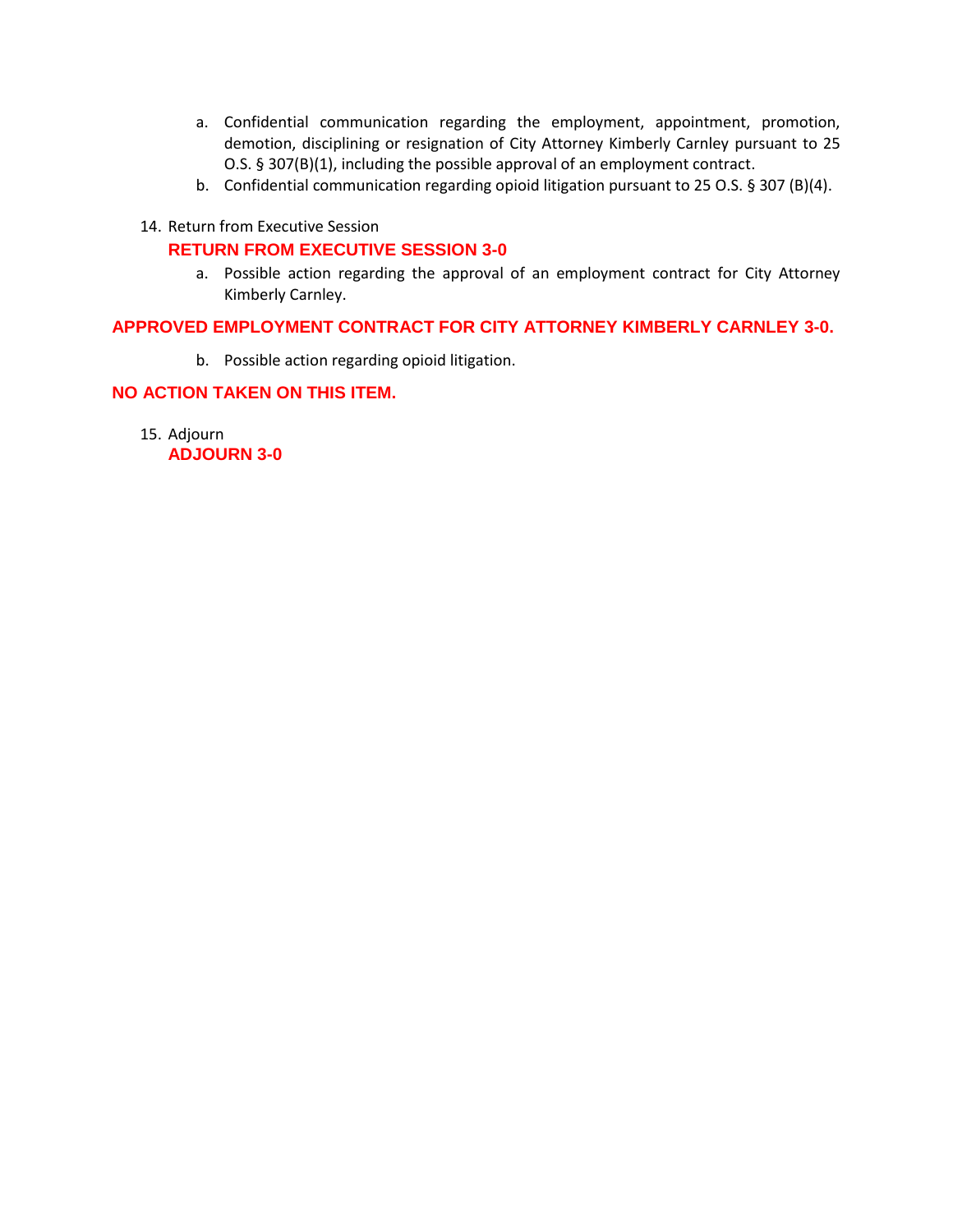a. Confidential communication regarding the employment, appointment, promotion, demotion, disciplining or resignation of City Attorney Kimberly Carnley pursuant to 25 O.S. § 307(B)(1), including the possible approval of an employment contract.
b. Confidential communication regarding opioid litigation pursuant to 25 O.S. § 307 (B)(4).

14. Return from Executive Session

**RETURN FROM EXECUTIVE SESSION 3-0**

a. Possible action regarding the approval of an employment contract for City Attorney Kimberly Carnley.

**APPROVED EMPLOYMENT CONTRACT FOR CITY ATTORNEY KIMBERLY CARNLEY 3-0.**

b. Possible action regarding opioid litigation.

**NO ACTION TAKEN ON THIS ITEM.**

15. Adjourn

**ADJOURN 3-0**